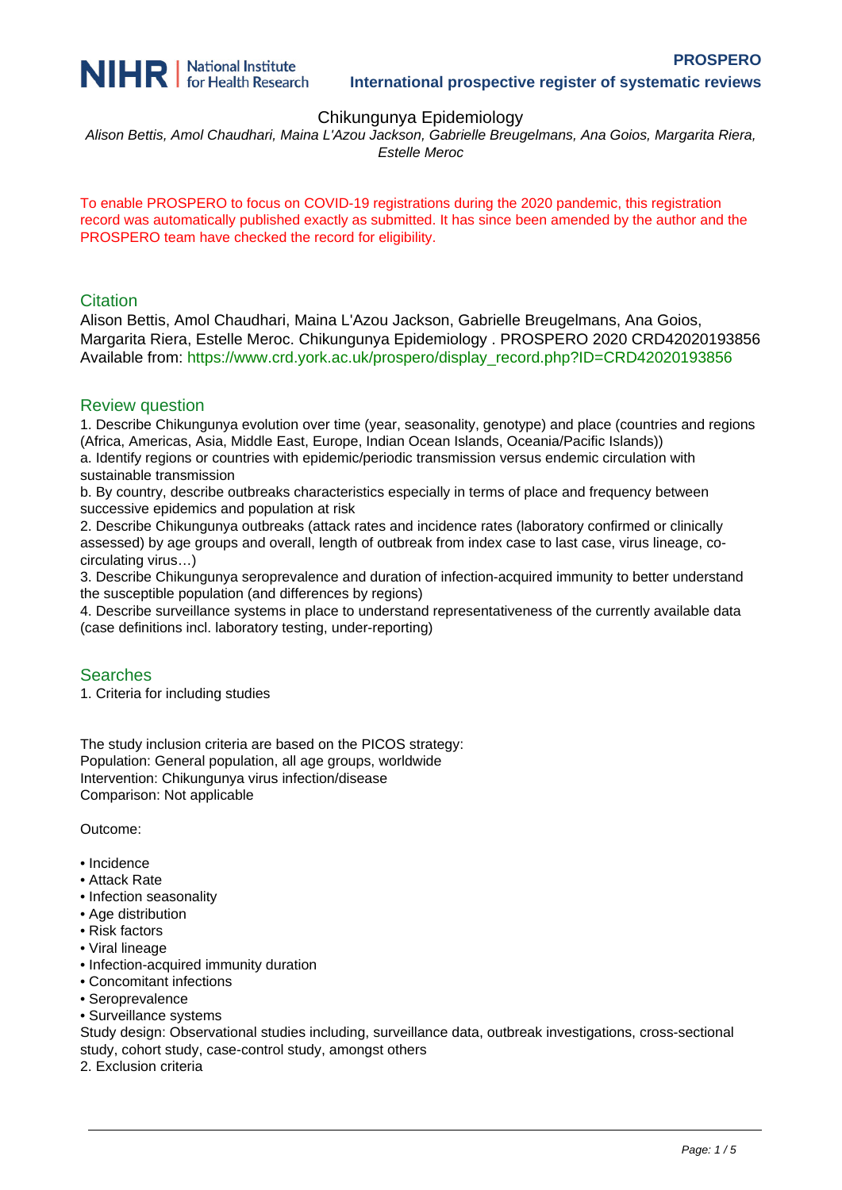# Chikungunya Epidemiology

*Alison Bettis, Amol Chaudhari, Maina L'Azou Jackson, Gabrielle Breugelmans, Ana Goios, Margarita Riera, Estelle Meroc*

To enable PROSPERO to focus on COVID-19 registrations during the 2020 pandemic, this registration record was automatically published exactly as submitted. It has since been amended by the author and the PROSPERO team have checked the record for eligibility.

## Citation

Alison Bettis, Amol Chaudhari, Maina L'Azou Jackson, Gabrielle Breugelmans, Ana Goios, Margarita Riera, Estelle Meroc. Chikungunya Epidemiology . PROSPERO 2020 CRD42020193856 Available from: https://www.crd.york.ac.uk/prospero/display_record.php?ID=CRD42020193856

## Review question

1. Describe Chikungunya evolution over time (year, seasonality, genotype) and place (countries and regions (Africa, Americas, Asia, Middle East, Europe, Indian Ocean Islands, Oceania/Pacific Islands))

a. Identify regions or countries with epidemic/periodic transmission versus endemic circulation with sustainable transmission

b. By country, describe outbreaks characteristics especially in terms of place and frequency between successive epidemics and population at risk

2. Describe Chikungunya outbreaks (attack rates and incidence rates (laboratory confirmed or clinically assessed) by age groups and overall, length of outbreak from index case to last case, virus lineage, co-circulating virus…)

3. Describe Chikungunya seroprevalence and duration of infection-acquired immunity to better understand the susceptible population (and differences by regions)

4. Describe surveillance systems in place to understand representativeness of the currently available data (case definitions incl. laboratory testing, under-reporting)

## Searches

1. Criteria for including studies

The study inclusion criteria are based on the PICOS strategy:
Population: General population, all age groups, worldwide
Intervention: Chikungunya virus infection/disease
Comparison: Not applicable

Outcome:

- Incidence
- Attack Rate
- Infection seasonality
- Age distribution
- Risk factors
- Viral lineage
- Infection-acquired immunity duration
- Concomitant infections
- Seroprevalence
- Surveillance systems

Study design: Observational studies including, surveillance data, outbreak investigations, cross-sectional study, cohort study, case-control study, amongst others

2. Exclusion criteria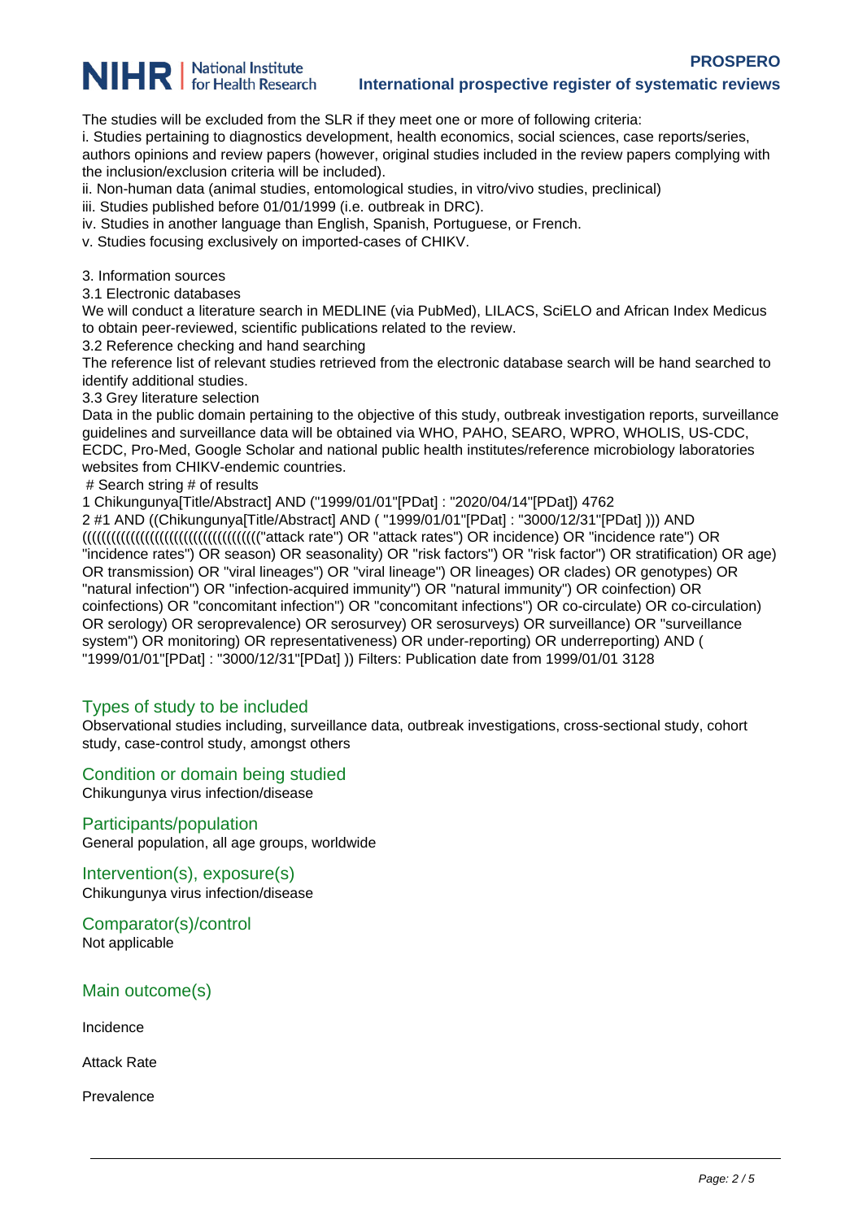The studies will be excluded from the SLR if they meet one or more of following criteria:
i. Studies pertaining to diagnostics development, health economics, social sciences, case reports/series, authors opinions and review papers (however, original studies included in the review papers complying with the inclusion/exclusion criteria will be included).
ii. Non-human data (animal studies, entomological studies, in vitro/vivo studies, preclinical)
iii. Studies published before 01/01/1999 (i.e. outbreak in DRC).
iv. Studies in another language than English, Spanish, Portuguese, or French.
v. Studies focusing exclusively on imported-cases of CHIKV.

3. Information sources
3.1 Electronic databases
We will conduct a literature search in MEDLINE (via PubMed), LILACS, SciELO and African Index Medicus to obtain peer-reviewed, scientific publications related to the review.
3.2 Reference checking and hand searching
The reference list of relevant studies retrieved from the electronic database search will be hand searched to identify additional studies.
3.3 Grey literature selection
Data in the public domain pertaining to the objective of this study, outbreak investigation reports, surveillance guidelines and surveillance data will be obtained via WHO, PAHO, SEARO, WPRO, WHOLIS, US-CDC, ECDC, Pro-Med, Google Scholar and national public health institutes/reference microbiology laboratories websites from CHIKV-endemic countries.
 # Search string # of results
1 Chikungunya[Title/Abstract] AND ("1999/01/01"[PDat] : "2020/04/14"[PDat]) 4762
2 #1 AND ((Chikungunya[Title/Abstract] AND ( "1999/01/01"[PDat] : "3000/12/31"[PDat] ))) AND ((((((((((((((((((((((((((((((((((("attack rate") OR "attack rates") OR incidence) OR "incidence rate") OR "incidence rates") OR season) OR seasonality) OR "risk factors") OR "risk factor") OR stratification) OR age) OR transmission) OR "viral lineages") OR "viral lineage") OR lineages) OR clades) OR genotypes) OR "natural infection") OR "infection-acquired immunity") OR "natural immunity") OR coinfection) OR coinfections) OR "concomitant infection") OR "concomitant infections") OR co-circulate) OR co-circulation) OR serology) OR seroprevalence) OR serosurvey) OR serosurveys) OR surveillance) OR "surveillance system") OR monitoring) OR representativeness) OR under-reporting) OR underreporting) AND ( "1999/01/01"[PDat] : "3000/12/31"[PDat] )) Filters: Publication date from 1999/01/01 3128

## Types of study to be included

Observational studies including, surveillance data, outbreak investigations, cross-sectional study, cohort study, case-control study, amongst others

## Condition or domain being studied

Chikungunya virus infection/disease

## Participants/population

General population, all age groups, worldwide

## Intervention(s), exposure(s)

Chikungunya virus infection/disease

## Comparator(s)/control

Not applicable

## Main outcome(s)

Incidence

Attack Rate

Prevalence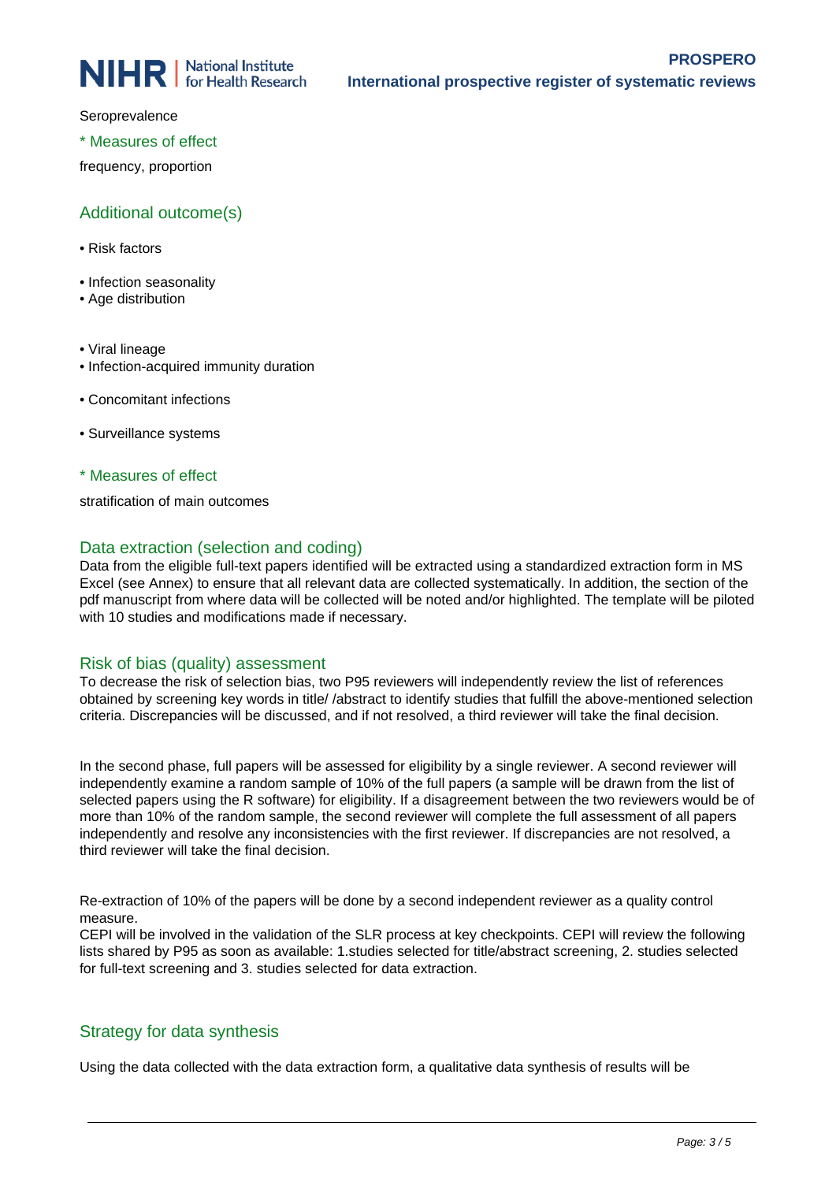Seroprevalence

## * Measures of effect

frequency, proportion

## Additional outcome(s)

- Risk factors
- Infection seasonality
- Age distribution
- Viral lineage
- Infection-acquired immunity duration
- Concomitant infections
- Surveillance systems

## * Measures of effect

stratification of main outcomes

## Data extraction (selection and coding)

Data from the eligible full-text papers identified will be extracted using a standardized extraction form in MS Excel (see Annex) to ensure that all relevant data are collected systematically. In addition, the section of the pdf manuscript from where data will be collected will be noted and/or highlighted. The template will be piloted with 10 studies and modifications made if necessary.

## Risk of bias (quality) assessment

To decrease the risk of selection bias, two P95 reviewers will independently review the list of references obtained by screening key words in title/ /abstract to identify studies that fulfill the above-mentioned selection criteria. Discrepancies will be discussed, and if not resolved, a third reviewer will take the final decision.

In the second phase, full papers will be assessed for eligibility by a single reviewer. A second reviewer will independently examine a random sample of 10% of the full papers (a sample will be drawn from the list of selected papers using the R software) for eligibility. If a disagreement between the two reviewers would be of more than 10% of the random sample, the second reviewer will complete the full assessment of all papers independently and resolve any inconsistencies with the first reviewer. If discrepancies are not resolved, a third reviewer will take the final decision.

Re-extraction of 10% of the papers will be done by a second independent reviewer as a quality control measure.
CEPI will be involved in the validation of the SLR process at key checkpoints. CEPI will review the following lists shared by P95 as soon as available: 1.studies selected for title/abstract screening, 2. studies selected for full-text screening and 3. studies selected for data extraction.

## Strategy for data synthesis

Using the data collected with the data extraction form, a qualitative data synthesis of results will be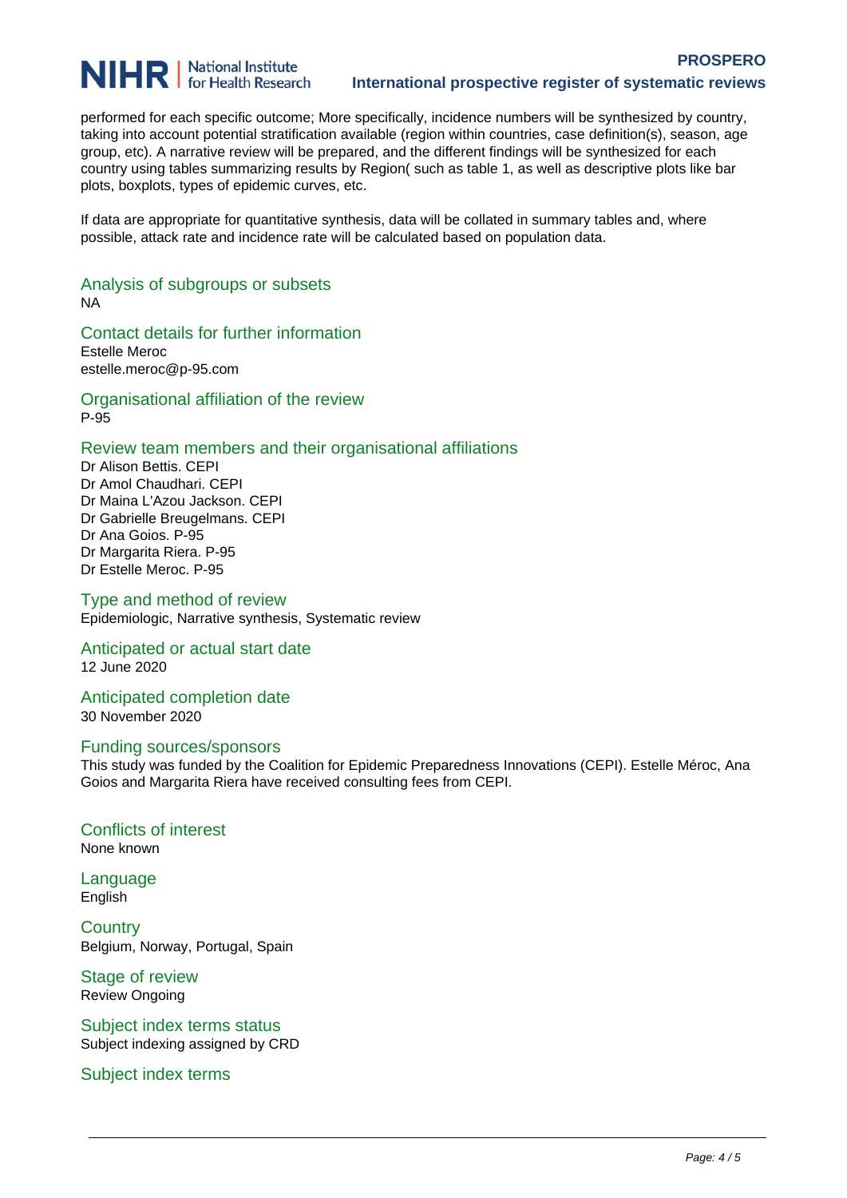performed for each specific outcome; More specifically, incidence numbers will be synthesized by country, taking into account potential stratification available (region within countries, case definition(s), season, age group, etc). A narrative review will be prepared, and the different findings will be synthesized for each country using tables summarizing results by Region( such as table 1, as well as descriptive plots like bar plots, boxplots, types of epidemic curves, etc.

If data are appropriate for quantitative synthesis, data will be collated in summary tables and, where possible, attack rate and incidence rate will be calculated based on population data.

## Analysis of subgroups or subsets

NA

## Contact details for further information

Estelle Meroc
estelle.meroc@p-95.com

## Organisational affiliation of the review

P-95

## Review team members and their organisational affiliations

Dr Alison Bettis. CEPI
Dr Amol Chaudhari. CEPI
Dr Maina L'Azou Jackson. CEPI
Dr Gabrielle Breugelmans. CEPI
Dr Ana Goios. P-95
Dr Margarita Riera. P-95
Dr Estelle Meroc. P-95

## Type and method of review

Epidemiologic, Narrative synthesis, Systematic review

## Anticipated or actual start date

12 June 2020

## Anticipated completion date

30 November 2020

## Funding sources/sponsors

This study was funded by the Coalition for Epidemic Preparedness Innovations (CEPI). Estelle Méroc, Ana Goios and Margarita Riera have received consulting fees from CEPI.

## Conflicts of interest

None known

## Language

English

## Country

Belgium, Norway, Portugal, Spain

## Stage of review

Review Ongoing

## Subject index terms status

Subject indexing assigned by CRD

## Subject index terms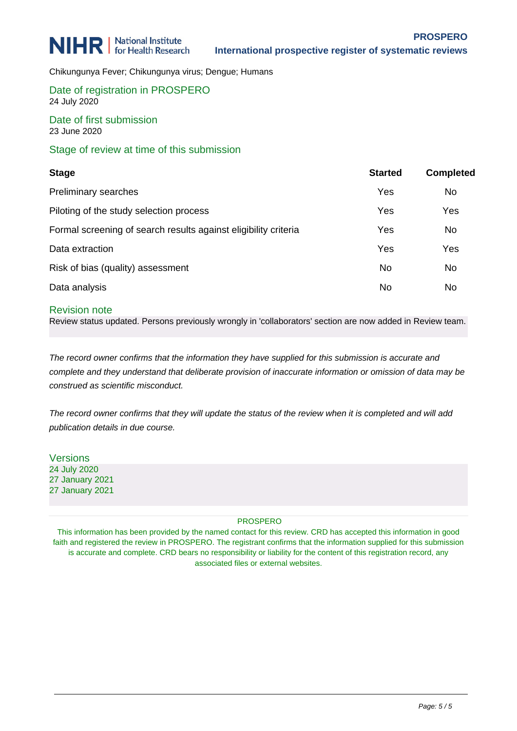Chikungunya Fever; Chikungunya virus; Dengue; Humans

## Date of registration in PROSPERO

24 July 2020

## Date of first submission

23 June 2020

## Stage of review at time of this submission

| Stage | Started | Completed |
|---|---|---|
| Preliminary searches | Yes | No |
| Piloting of the study selection process | Yes | Yes |
| Formal screening of search results against eligibility criteria | Yes | No |
| Data extraction | Yes | Yes |
| Risk of bias (quality) assessment | No | No |
| Data analysis | No | No |

## Revision note

Review status updated. Persons previously wrongly in 'collaborators' section are now added in Review team.

*The record owner confirms that the information they have supplied for this submission is accurate and complete and they understand that deliberate provision of inaccurate information or omission of data may be construed as scientific misconduct.*

*The record owner confirms that they will update the status of the review when it is completed and will add publication details in due course.*

## Versions

24 July 2020
27 January 2021
27 January 2021

PROSPERO

This information has been provided by the named contact for this review. CRD has accepted this information in good faith and registered the review in PROSPERO. The registrant confirms that the information supplied for this submission is accurate and complete. CRD bears no responsibility or liability for the content of this registration record, any associated files or external websites.